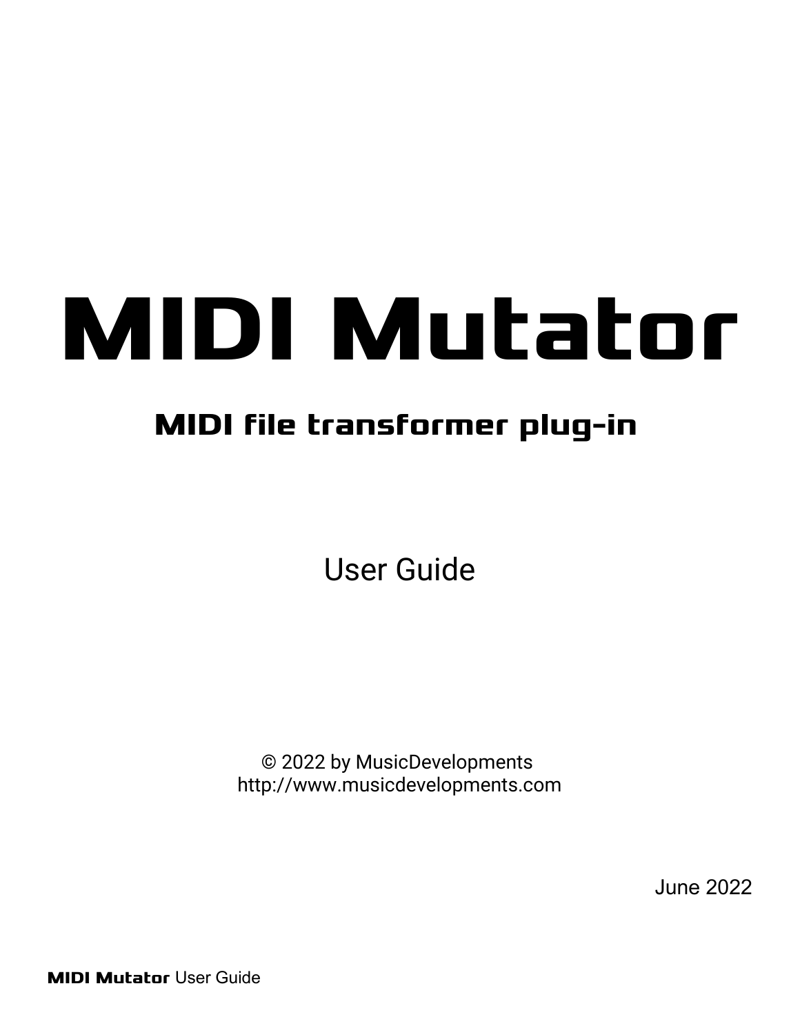# MIDI Mutator

## MIDI file transformer plug-in

User Guide

© 2022 by MusicDevelopments
http://www.musicdevelopments.com

June 2022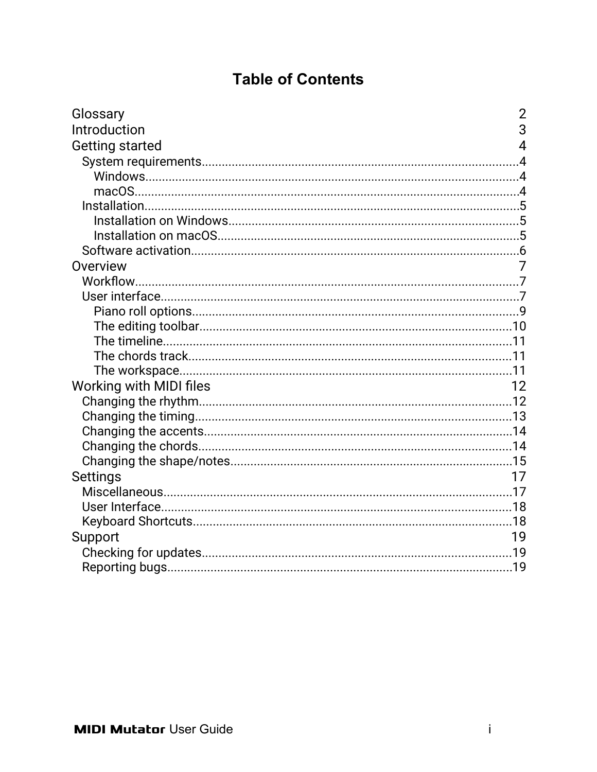# Table of Contents

- Glossary 2
- Introduction 3
- Getting started 4
  - System requirements 4
    - Windows 4
    - macOS 4
  - Installation 5
    - Installation on Windows 5
    - Installation on macOS 5
  - Software activation 6
- Overview 7
  - Workflow 7
  - User interface 7
    - Piano roll options 9
    - The editing toolbar 10
    - The timeline 11
    - The chords track 11
    - The workspace 11
- Working with MIDI files 12
  - Changing the rhythm 12
  - Changing the timing 13
  - Changing the accents 14
  - Changing the chords 14
  - Changing the shape/notes 15
- Settings 17
  - Miscellaneous 17
  - User Interface 18
  - Keyboard Shortcuts 18
- Support 19
  - Checking for updates 19
  - Reporting bugs 19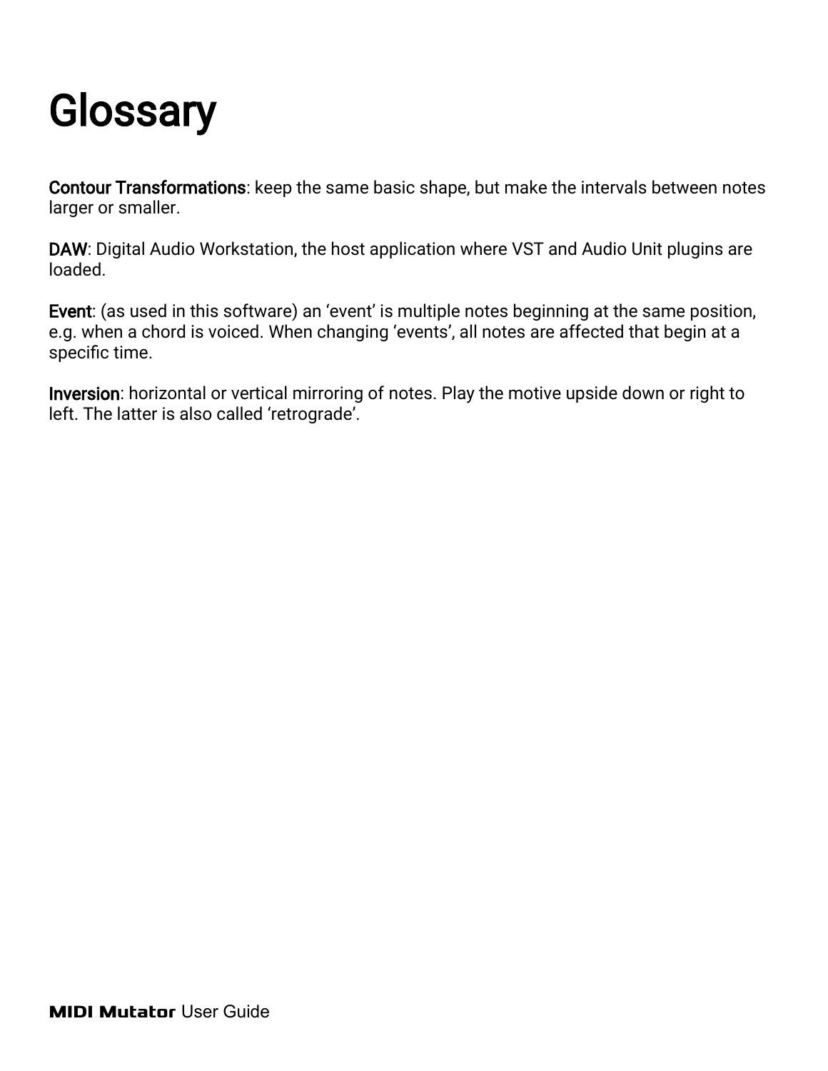# Glossary

**Contour Transformations**: keep the same basic shape, but make the intervals between notes larger or smaller.

**DAW**: Digital Audio Workstation, the host application where VST and Audio Unit plugins are loaded.

**Event**: (as used in this software) an ‘event’ is multiple notes beginning at the same position, e.g. when a chord is voiced. When changing ‘events’, all notes are affected that begin at a specific time.

**Inversion**: horizontal or vertical mirroring of notes. Play the motive upside down or right to left. The latter is also called ‘retrograde’.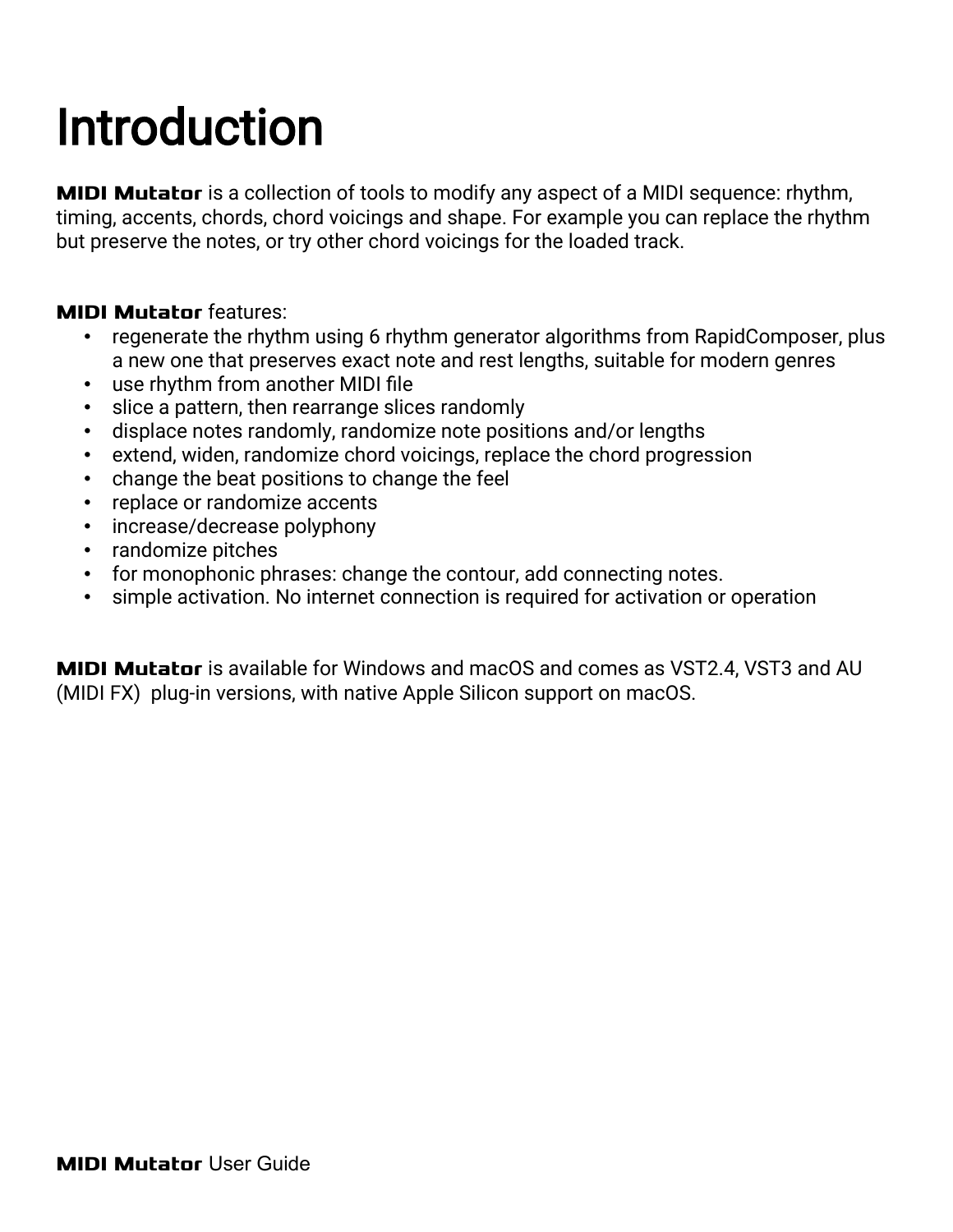# Introduction

**MIDI Mutator** is a collection of tools to modify any aspect of a MIDI sequence: rhythm, timing, accents, chords, chord voicings and shape. For example you can replace the rhythm but preserve the notes, or try other chord voicings for the loaded track.

**MIDI Mutator** features:

- regenerate the rhythm using 6 rhythm generator algorithms from RapidComposer, plus a new one that preserves exact note and rest lengths, suitable for modern genres
- use rhythm from another MIDI file
- slice a pattern, then rearrange slices randomly
- displace notes randomly, randomize note positions and/or lengths
- extend, widen, randomize chord voicings, replace the chord progression
- change the beat positions to change the feel
- replace or randomize accents
- increase/decrease polyphony
- randomize pitches
- for monophonic phrases: change the contour, add connecting notes.
- simple activation. No internet connection is required for activation or operation

**MIDI Mutator** is available for Windows and macOS and comes as VST2.4, VST3 and AU (MIDI FX) plug-in versions, with native Apple Silicon support on macOS.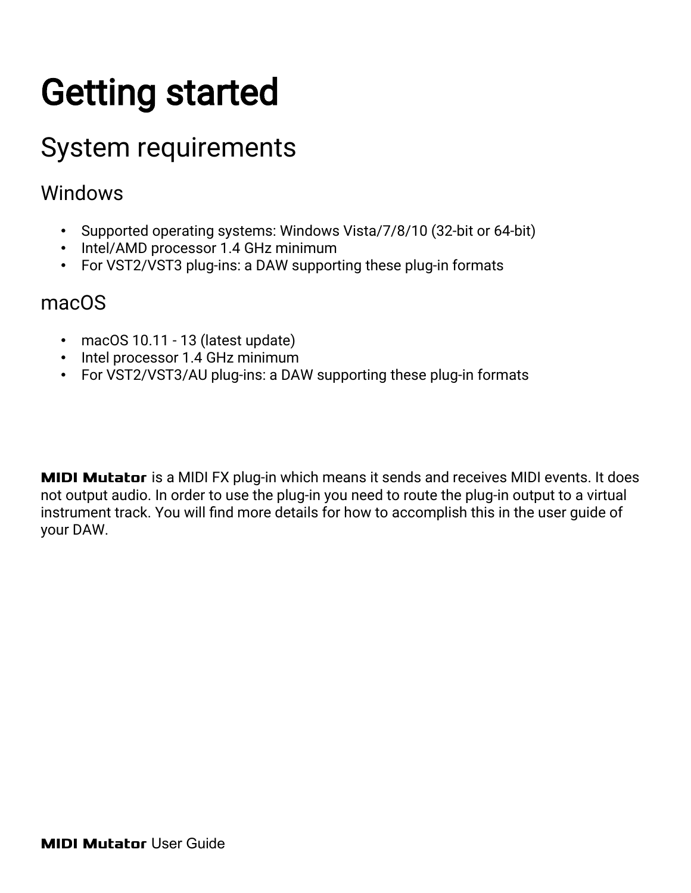# Getting started

## System requirements

### Windows

- Supported operating systems: Windows Vista/7/8/10 (32-bit or 64-bit)
- Intel/AMD processor 1.4 GHz minimum
- For VST2/VST3 plug-ins: a DAW supporting these plug-in formats

### macOS

- macOS 10.11 - 13 (latest update)
- Intel processor 1.4 GHz minimum
- For VST2/VST3/AU plug-ins: a DAW supporting these plug-in formats

**MIDI Mutator** is a MIDI FX plug-in which means it sends and receives MIDI events. It does not output audio. In order to use the plug-in you need to route the plug-in output to a virtual instrument track. You will find more details for how to accomplish this in the user guide of your DAW.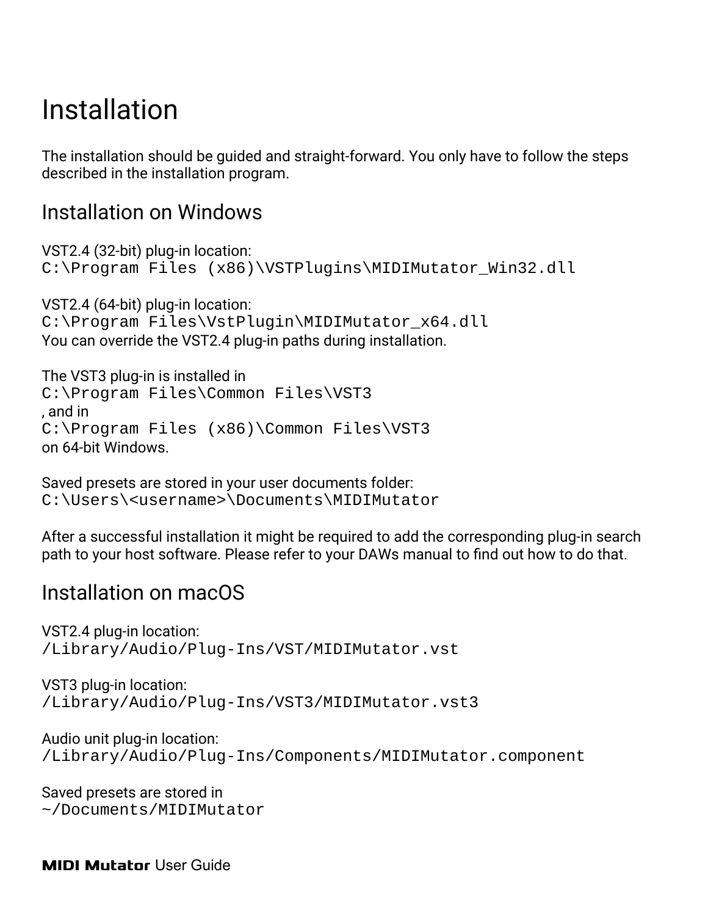# Installation

The installation should be guided and straight-forward. You only have to follow the steps described in the installation program.

## Installation on Windows

VST2.4 (32-bit) plug-in location:
`C:\Program Files (x86)\VSTPlugins\MIDIMutator_Win32.dll`

VST2.4 (64-bit) plug-in location:
`C:\Program Files\VstPlugin\MIDIMutator_x64.dll`
You can override the VST2.4 plug-in paths during installation.

The VST3 plug-in is installed in
`C:\Program Files\Common Files\VST3`
, and in
`C:\Program Files (x86)\Common Files\VST3`
on 64-bit Windows.

Saved presets are stored in your user documents folder:
`C:\Users\<username>\Documents\MIDIMutator`

After a successful installation it might be required to add the corresponding plug-in search path to your host software. Please refer to your DAWs manual to find out how to do that.

## Installation on macOS

VST2.4 plug-in location:
`/Library/Audio/Plug-Ins/VST/MIDIMutator.vst`

VST3 plug-in location:
`/Library/Audio/Plug-Ins/VST3/MIDIMutator.vst3`

Audio unit plug-in location:
`/Library/Audio/Plug-Ins/Components/MIDIMutator.component`

Saved presets are stored in
`~/Documents/MIDIMutator`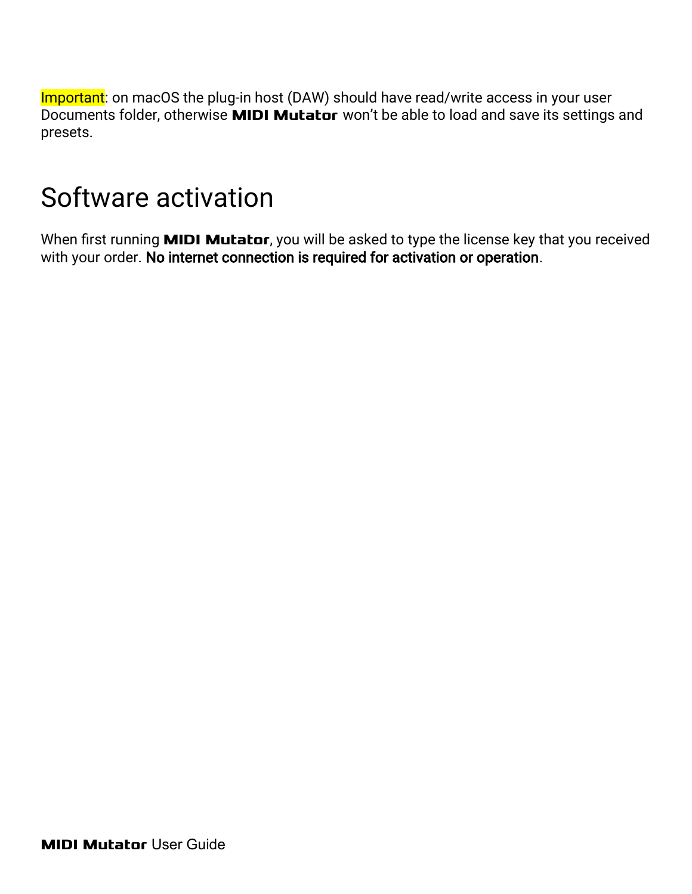Important: on macOS the plug-in host (DAW) should have read/write access in your user Documents folder, otherwise **MIDI Mutator** won't be able to load and save its settings and presets.

# Software activation

When first running **MIDI Mutator**, you will be asked to type the license key that you received with your order. No internet connection is required for activation or operation.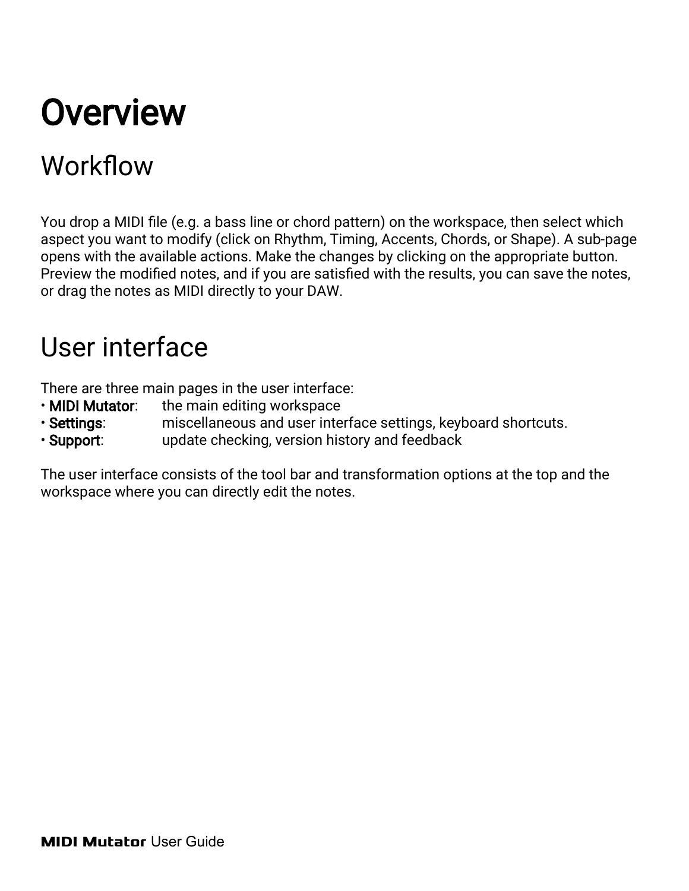# Overview

## Workflow

You drop a MIDI file (e.g. a bass line or chord pattern) on the workspace, then select which aspect you want to modify (click on Rhythm, Timing, Accents, Chords, or Shape). A sub-page opens with the available actions. Make the changes by clicking on the appropriate button. Preview the modified notes, and if you are satisfied with the results, you can save the notes, or drag the notes as MIDI directly to your DAW.

## User interface

There are three main pages in the user interface:

- **MIDI Mutator**: the main editing workspace
- **Settings**: miscellaneous and user interface settings, keyboard shortcuts.
- **Support**: update checking, version history and feedback

The user interface consists of the tool bar and transformation options at the top and the workspace where you can directly edit the notes.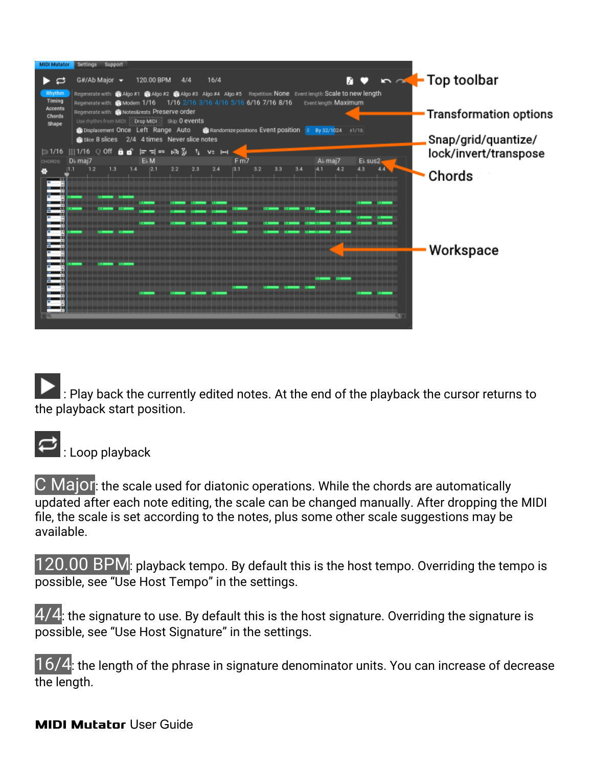Top toolbar

Transformation options

Snap/grid/quantize/lock/invert/transpose

Chords

Workspace

: Play back the currently edited notes. At the end of the playback the cursor returns to the playback start position.

: Loop playback

C Major: the scale used for diatonic operations. While the chords are automatically updated after each note editing, the scale can be changed manually. After dropping the MIDI file, the scale is set according to the notes, plus some other scale suggestions may be available.

120.00 BPM: playback tempo. By default this is the host tempo. Overriding the tempo is possible, see “Use Host Tempo” in the settings.

4/4: the signature to use. By default this is the host signature. Overriding the signature is possible, see “Use Host Signature” in the settings.

16/4: the length of the phrase in signature denominator units. You can increase of decrease the length.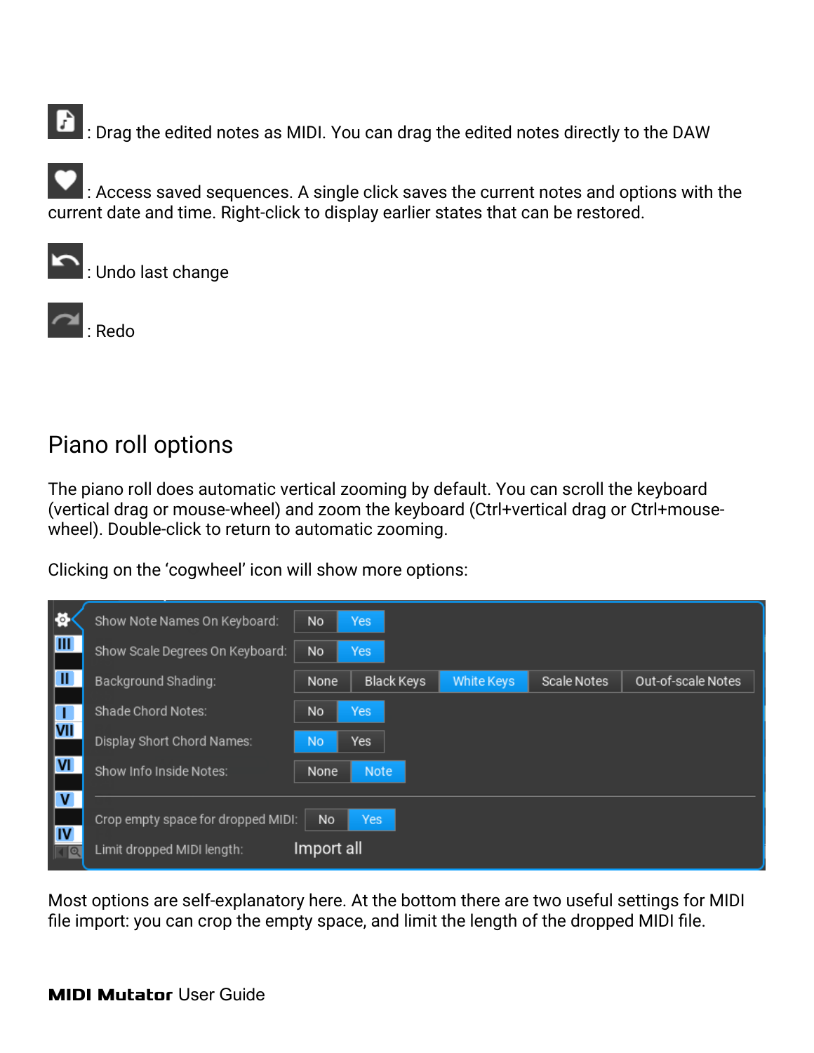: Drag the edited notes as MIDI. You can drag the edited notes directly to the DAW

: Access saved sequences. A single click saves the current notes and options with the current date and time. Right-click to display earlier states that can be restored.

: Undo last change

: Redo

## Piano roll options

The piano roll does automatic vertical zooming by default. You can scroll the keyboard (vertical drag or mouse-wheel) and zoom the keyboard (Ctrl+vertical drag or Ctrl+mouse-wheel). Double-click to return to automatic zooming.

Clicking on the 'cogwheel' icon will show more options:

Most options are self-explanatory here. At the bottom there are two useful settings for MIDI file import: you can crop the empty space, and limit the length of the dropped MIDI file.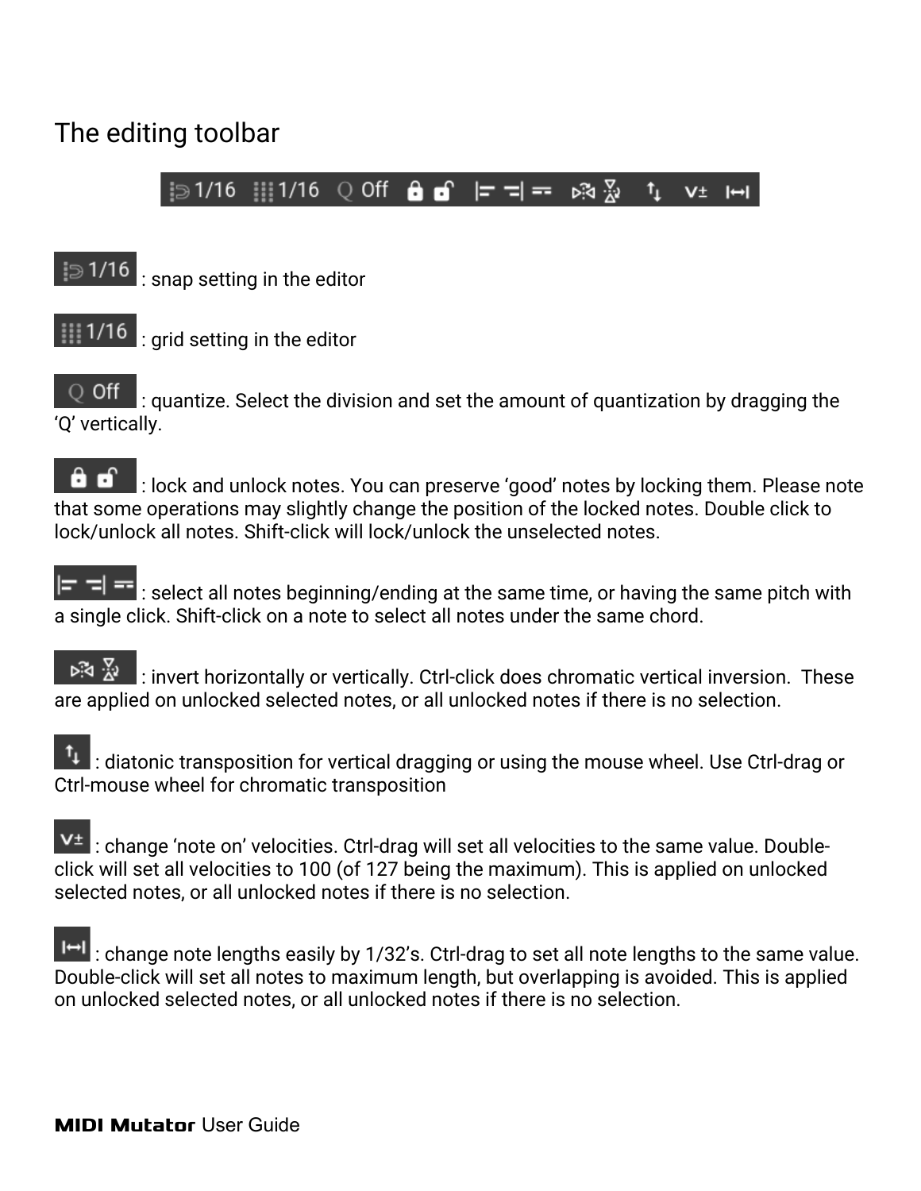## The editing toolbar

1/16 : snap setting in the editor

1/16 : grid setting in the editor

Q Off : quantize. Select the division and set the amount of quantization by dragging the 'Q' vertically.

: lock and unlock notes. You can preserve 'good' notes by locking them. Please note that some operations may slightly change the position of the locked notes. Double click to lock/unlock all notes. Shift-click will lock/unlock the unselected notes.

: select all notes beginning/ending at the same time, or having the same pitch with a single click. Shift-click on a note to select all notes under the same chord.

: invert horizontally or vertically. Ctrl-click does chromatic vertical inversion. These are applied on unlocked selected notes, or all unlocked notes if there is no selection.

: diatonic transposition for vertical dragging or using the mouse wheel. Use Ctrl-drag or Ctrl-mouse wheel for chromatic transposition

V± : change 'note on' velocities. Ctrl-drag will set all velocities to the same value. Double-click will set all velocities to 100 (of 127 being the maximum). This is applied on unlocked selected notes, or all unlocked notes if there is no selection.

: change note lengths easily by 1/32's. Ctrl-drag to set all note lengths to the same value. Double-click will set all notes to maximum length, but overlapping is avoided. This is applied on unlocked selected notes, or all unlocked notes if there is no selection.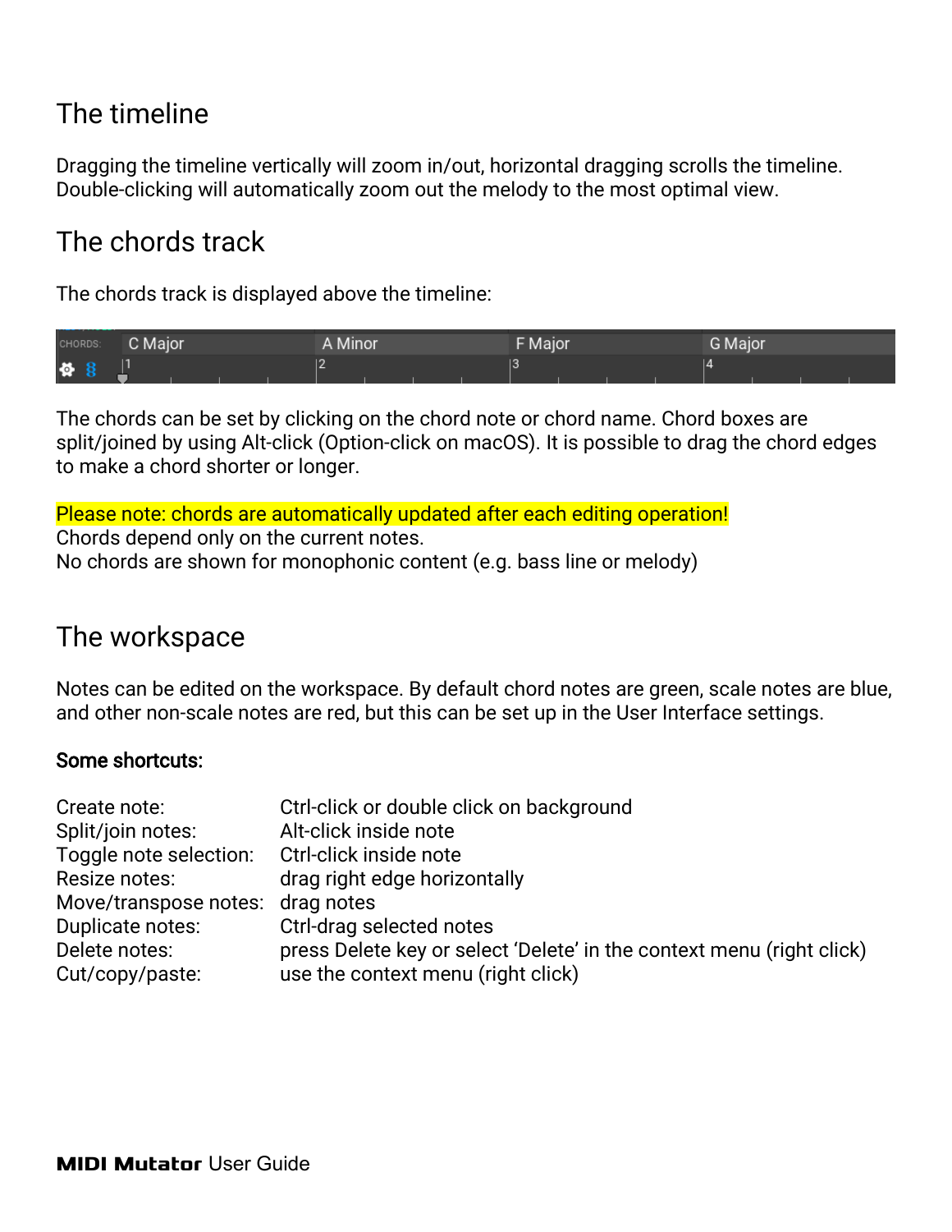## The timeline

Dragging the timeline vertically will zoom in/out, horizontal dragging scrolls the timeline. Double-clicking will automatically zoom out the melody to the most optimal view.

## The chords track

The chords track is displayed above the timeline:

The chords can be set by clicking on the chord note or chord name. Chord boxes are split/joined by using Alt-click (Option-click on macOS). It is possible to drag the chord edges to make a chord shorter or longer.

Please note: chords are automatically updated after each editing operation!
Chords depend only on the current notes.
No chords are shown for monophonic content (e.g. bass line or melody)

## The workspace

Notes can be edited on the workspace. By default chord notes are green, scale notes are blue, and other non-scale notes are red, but this can be set up in the User Interface settings.

**Some shortcuts:**

| | |
|---|---|
| Create note: | Ctrl-click or double click on background |
| Split/join notes: | Alt-click inside note |
| Toggle note selection: | Ctrl-click inside note |
| Resize notes: | drag right edge horizontally |
| Move/transpose notes: | drag notes |
| Duplicate notes: | Ctrl-drag selected notes |
| Delete notes: | press Delete key or select 'Delete' in the context menu (right click) |
| Cut/copy/paste: | use the context menu (right click) |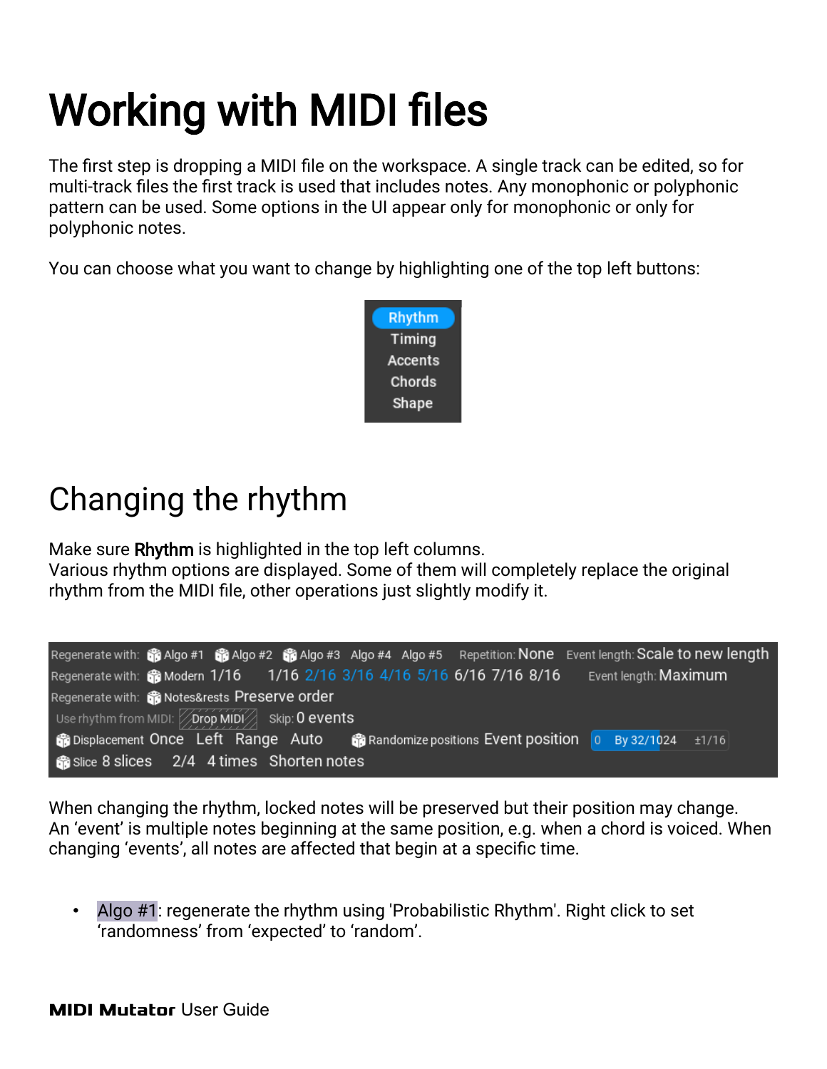# Working with MIDI files

The first step is dropping a MIDI file on the workspace. A single track can be edited, so for multi-track files the first track is used that includes notes. Any monophonic or polyphonic pattern can be used. Some options in the UI appear only for monophonic or only for polyphonic notes.

You can choose what you want to change by highlighting one of the top left buttons:

Rhythm
Timing
Accents
Chords
Shape

# Changing the rhythm

Make sure **Rhythm** is highlighted in the top left columns.
Various rhythm options are displayed. Some of them will completely replace the original rhythm from the MIDI file, other operations just slightly modify it.

Regenerate with: Algo #1 Algo #2 Algo #3 Algo #4 Algo #5 Repetition: None Event length: Scale to new length
Regenerate with: Modern 1/16 1/16 2/16 3/16 4/16 5/16 6/16 7/16 8/16 Event length: Maximum
Regenerate with: Notes&rests Preserve order
Use rhythm from MIDI: Drop MIDI Skip: 0 events
Displacement Once Left Range Auto Randomize positions Event position 0 By 32/1024 ±1/16
Slice 8 slices 2/4 4 times Shorten notes

When changing the rhythm, locked notes will be preserved but their position may change.
An 'event' is multiple notes beginning at the same position, e.g. when a chord is voiced. When changing 'events', all notes are affected that begin at a specific time.

- Algo #1: regenerate the rhythm using 'Probabilistic Rhythm'. Right click to set 'randomness' from 'expected' to 'random'.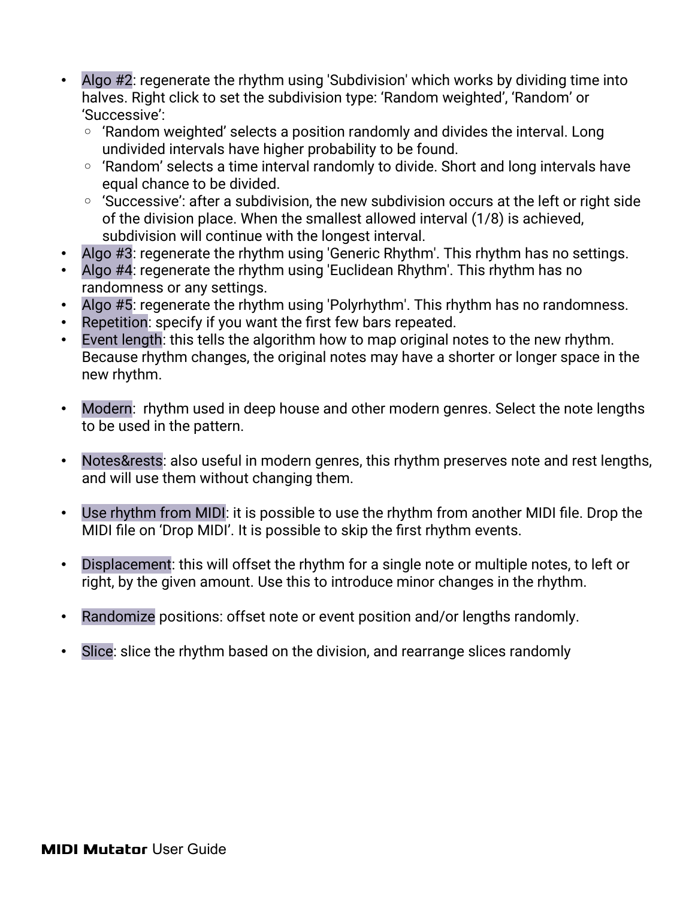- Algo #2: regenerate the rhythm using 'Subdivision' which works by dividing time into halves. Right click to set the subdivision type: ‘Random weighted’, ‘Random’ or ‘Successive’:
  - ‘Random weighted’ selects a position randomly and divides the interval. Long undivided intervals have higher probability to be found.
  - ‘Random’ selects a time interval randomly to divide. Short and long intervals have equal chance to be divided.
  - ‘Successive’: after a subdivision, the new subdivision occurs at the left or right side of the division place. When the smallest allowed interval (1/8) is achieved, subdivision will continue with the longest interval.
- Algo #3: regenerate the rhythm using 'Generic Rhythm'. This rhythm has no settings.
- Algo #4: regenerate the rhythm using 'Euclidean Rhythm'. This rhythm has no randomness or any settings.
- Algo #5: regenerate the rhythm using 'Polyrhythm'. This rhythm has no randomness.
- Repetition: specify if you want the first few bars repeated.
- Event length: this tells the algorithm how to map original notes to the new rhythm. Because rhythm changes, the original notes may have a shorter or longer space in the new rhythm.

- Modern: rhythm used in deep house and other modern genres. Select the note lengths to be used in the pattern.

- Notes&rests: also useful in modern genres, this rhythm preserves note and rest lengths, and will use them without changing them.

- Use rhythm from MIDI: it is possible to use the rhythm from another MIDI file. Drop the MIDI file on ‘Drop MIDI’. It is possible to skip the first rhythm events.

- Displacement: this will offset the rhythm for a single note or multiple notes, to left or right, by the given amount. Use this to introduce minor changes in the rhythm.

- Randomize positions: offset note or event position and/or lengths randomly.

- Slice: slice the rhythm based on the division, and rearrange slices randomly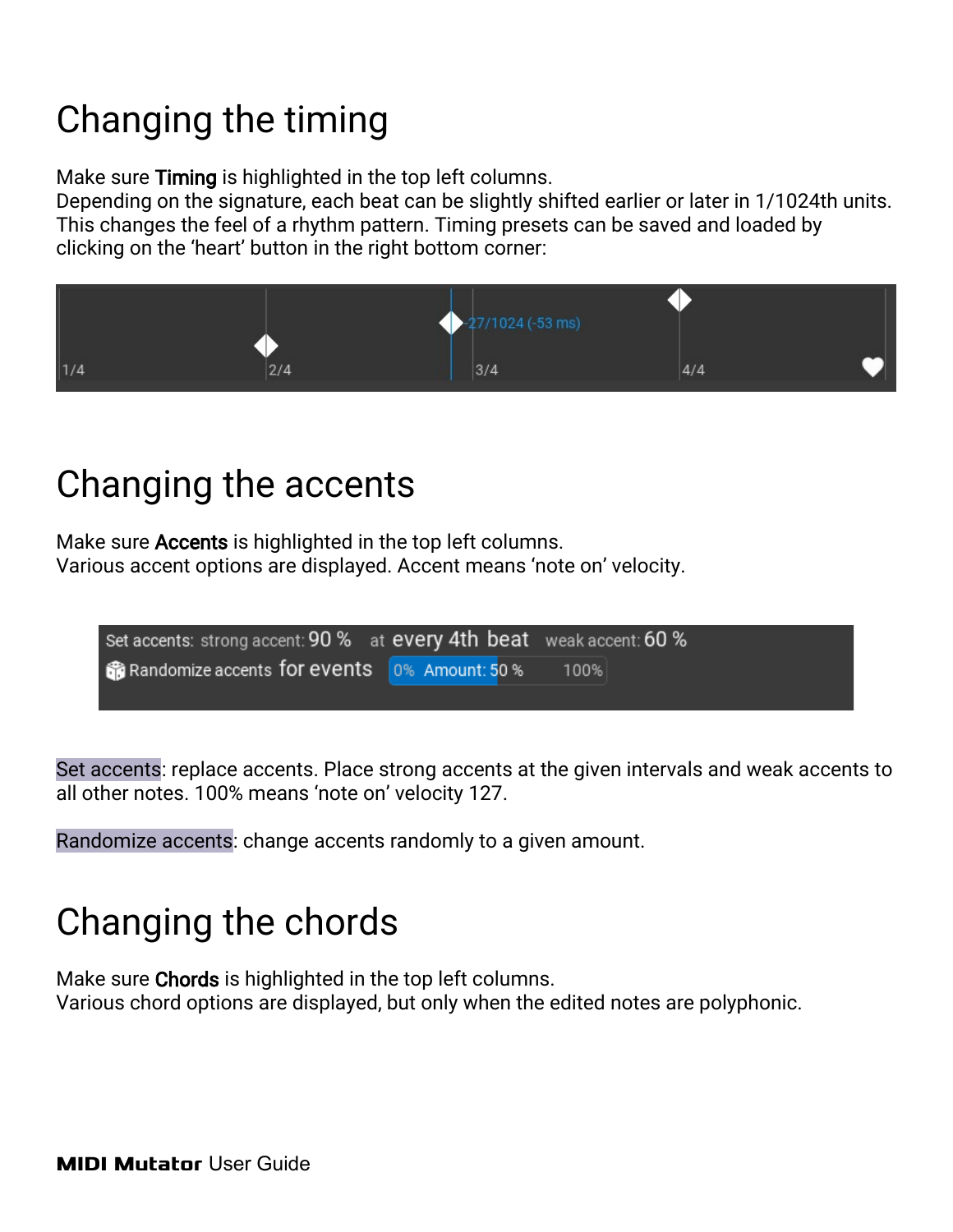# Changing the timing

Make sure **Timing** is highlighted in the top left columns.
Depending on the signature, each beat can be slightly shifted earlier or later in 1/1024th units. This changes the feel of a rhythm pattern. Timing presets can be saved and loaded by clicking on the 'heart' button in the right bottom corner:

# Changing the accents

Make sure **Accents** is highlighted in the top left columns.
Various accent options are displayed. Accent means 'note on' velocity.

Set accents: replace accents. Place strong accents at the given intervals and weak accents to all other notes. 100% means 'note on' velocity 127.

Randomize accents: change accents randomly to a given amount.

# Changing the chords

Make sure **Chords** is highlighted in the top left columns.
Various chord options are displayed, but only when the edited notes are polyphonic.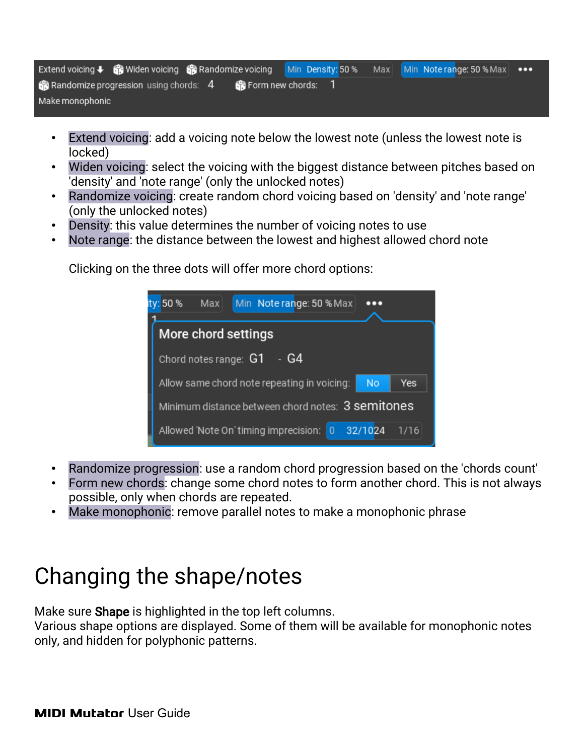- Extend voicing: add a voicing note below the lowest note (unless the lowest note is locked)
- Widen voicing: select the voicing with the biggest distance between pitches based on 'density' and 'note range' (only the unlocked notes)
- Randomize voicing: create random chord voicing based on 'density' and 'note range' (only the unlocked notes)
- Density: this value determines the number of voicing notes to use
- Note range: the distance between the lowest and highest allowed chord note

Clicking on the three dots will offer more chord options:

- Randomize progression: use a random chord progression based on the 'chords count'
- Form new chords: change some chord notes to form another chord. This is not always possible, only when chords are repeated.
- Make monophonic: remove parallel notes to make a monophonic phrase

# Changing the shape/notes

Make sure **Shape** is highlighted in the top left columns.
Various shape options are displayed. Some of them will be available for monophonic notes only, and hidden for polyphonic patterns.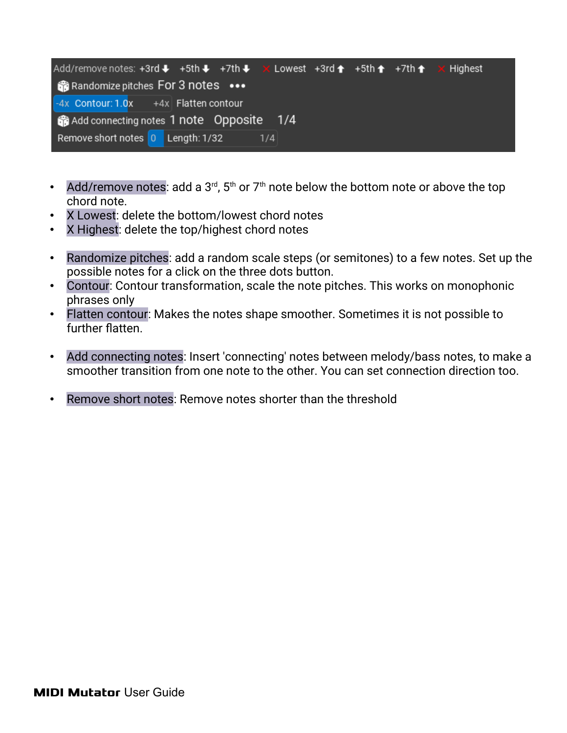- Add/remove notes: add a 3rd, 5th or 7th note below the bottom note or above the top chord note.
- X Lowest: delete the bottom/lowest chord notes
- X Highest: delete the top/highest chord notes

- Randomize pitches: add a random scale steps (or semitones) to a few notes. Set up the possible notes for a click on the three dots button.
- Contour: Contour transformation, scale the note pitches. This works on monophonic phrases only
- Flatten contour: Makes the notes shape smoother. Sometimes it is not possible to further flatten.

- Add connecting notes: Insert 'connecting' notes between melody/bass notes, to make a smoother transition from one note to the other. You can set connection direction too.

- Remove short notes: Remove notes shorter than the threshold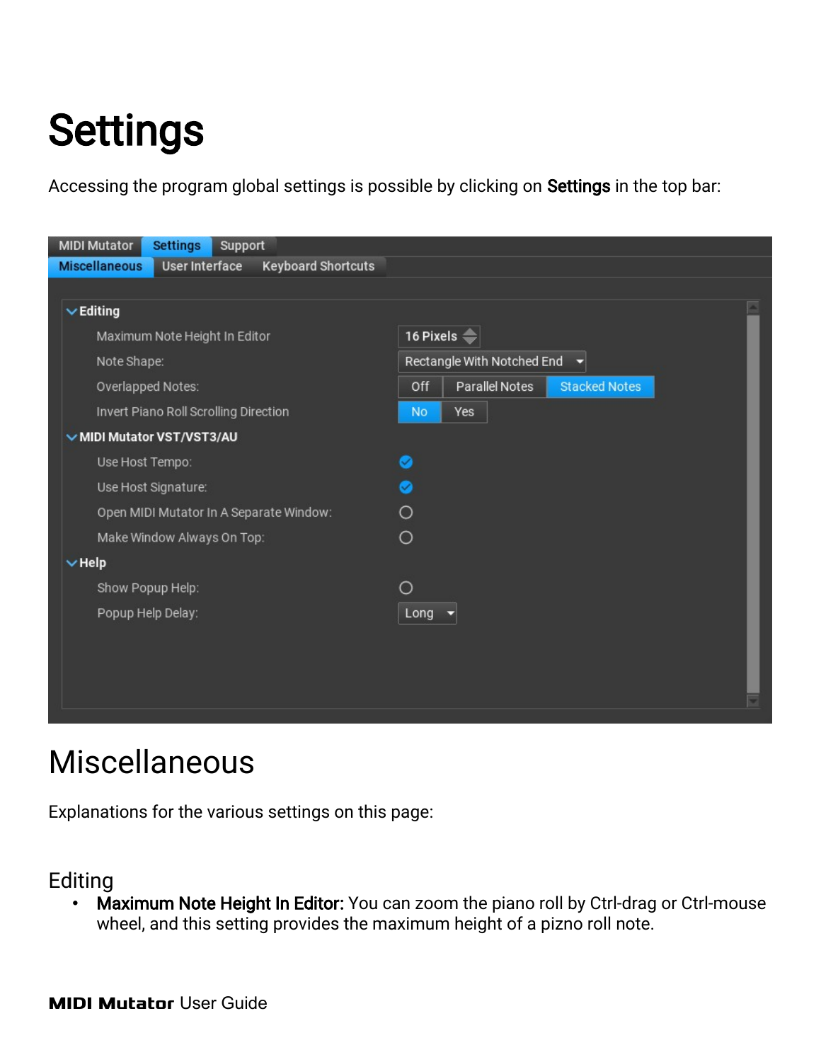# Settings

Accessing the program global settings is possible by clicking on **Settings** in the top bar:

## Miscellaneous

Explanations for the various settings on this page:

### Editing

- **Maximum Note Height In Editor:** You can zoom the piano roll by Ctrl-drag or Ctrl-mouse wheel, and this setting provides the maximum height of a pizno roll note.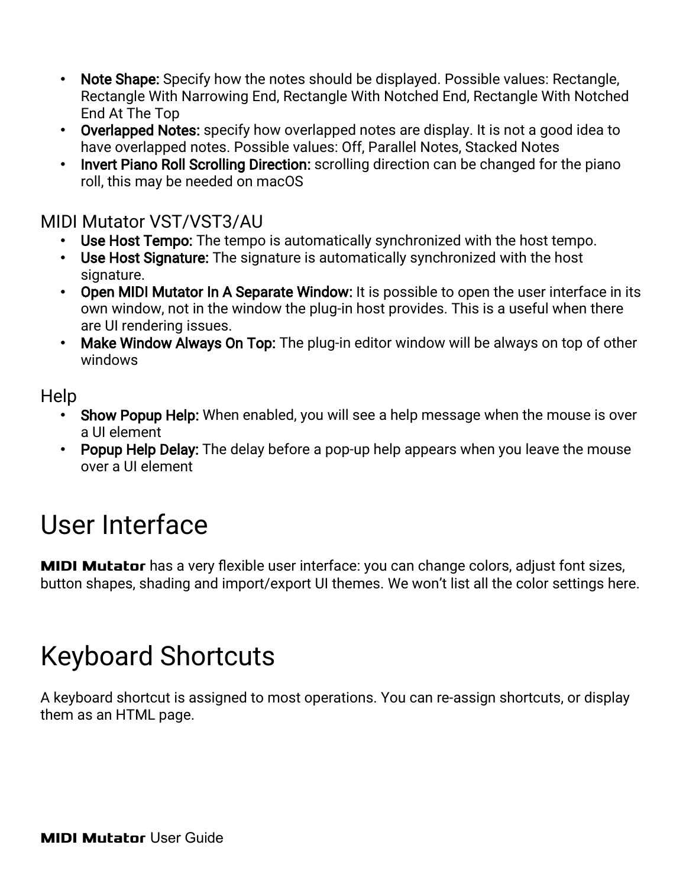- **Note Shape:** Specify how the notes should be displayed. Possible values: Rectangle, Rectangle With Narrowing End, Rectangle With Notched End, Rectangle With Notched End At The Top
- **Overlapped Notes:** specify how overlapped notes are display. It is not a good idea to have overlapped notes. Possible values: Off, Parallel Notes, Stacked Notes
- **Invert Piano Roll Scrolling Direction:** scrolling direction can be changed for the piano roll, this may be needed on macOS

### MIDI Mutator VST/VST3/AU

- **Use Host Tempo:** The tempo is automatically synchronized with the host tempo.
- **Use Host Signature:** The signature is automatically synchronized with the host signature.
- **Open MIDI Mutator In A Separate Window:** It is possible to open the user interface in its own window, not in the window the plug-in host provides. This is a useful when there are UI rendering issues.
- **Make Window Always On Top:** The plug-in editor window will be always on top of other windows

### Help

- **Show Popup Help:** When enabled, you will see a help message when the mouse is over a UI element
- **Popup Help Delay:** The delay before a pop-up help appears when you leave the mouse over a UI element

# User Interface

**MIDI Mutator** has a very flexible user interface: you can change colors, adjust font sizes, button shapes, shading and import/export UI themes. We won't list all the color settings here.

# Keyboard Shortcuts

A keyboard shortcut is assigned to most operations. You can re-assign shortcuts, or display them as an HTML page.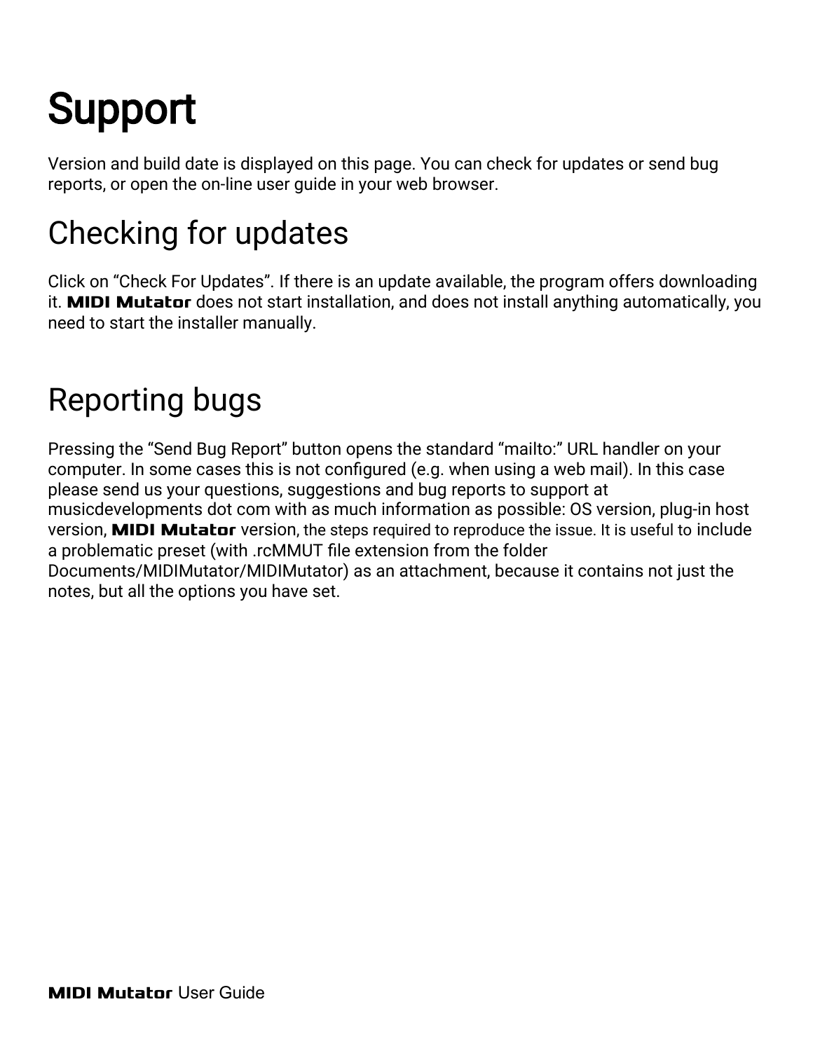# Support

Version and build date is displayed on this page. You can check for updates or send bug reports, or open the on-line user guide in your web browser.

## Checking for updates

Click on “Check For Updates”. If there is an update available, the program offers downloading it. **MIDI Mutator** does not start installation, and does not install anything automatically, you need to start the installer manually.

## Reporting bugs

Pressing the “Send Bug Report” button opens the standard “mailto:” URL handler on your computer. In some cases this is not configured (e.g. when using a web mail). In this case please send us your questions, suggestions and bug reports to support at musicdevelopments dot com with as much information as possible: OS version, plug-in host version, **MIDI Mutator** version, the steps required to reproduce the issue. It is useful to include a problematic preset (with .rcMMUT file extension from the folder Documents/MIDIMutator/MIDIMutator) as an attachment, because it contains not just the notes, but all the options you have set.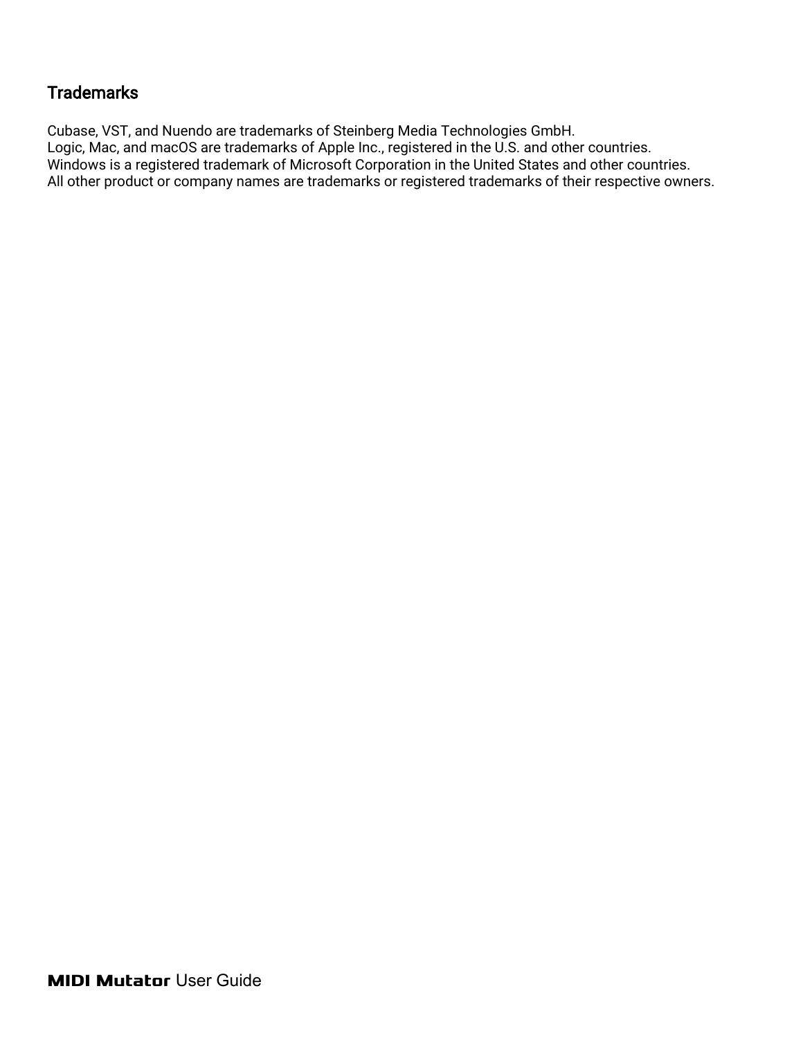## Trademarks

Cubase, VST, and Nuendo are trademarks of Steinberg Media Technologies GmbH.
Logic, Mac, and macOS are trademarks of Apple Inc., registered in the U.S. and other countries.
Windows is a registered trademark of Microsoft Corporation in the United States and other countries.
All other product or company names are trademarks or registered trademarks of their respective owners.